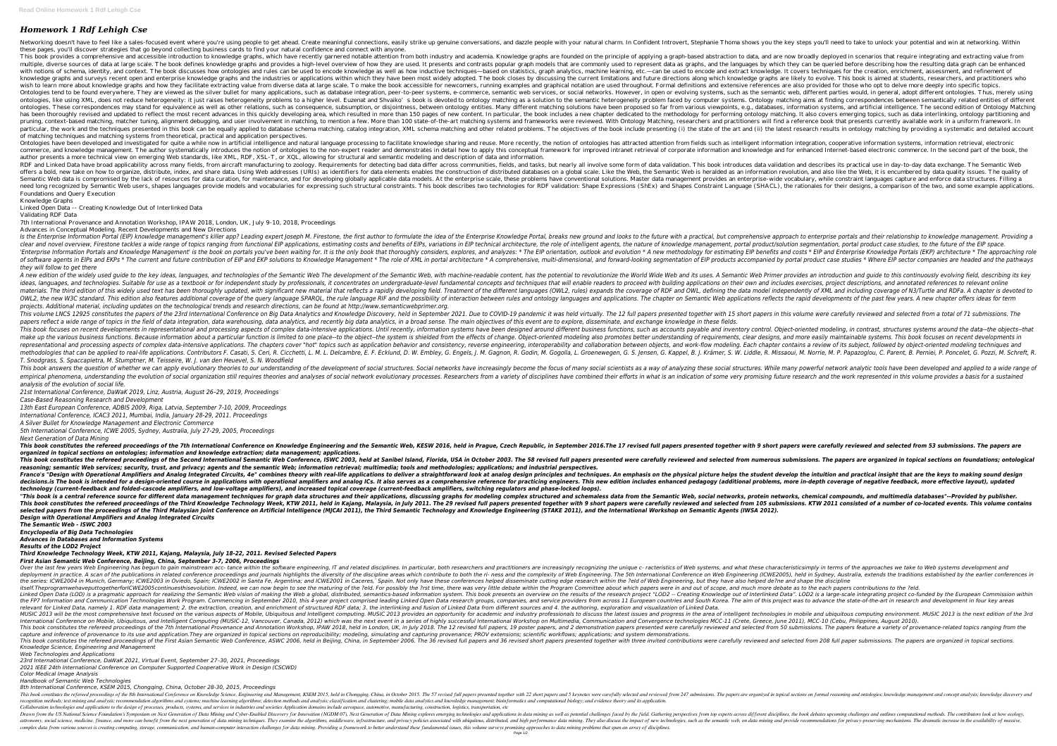# Homework 1 Rdf Lehigh Cse

Networking doesn't have to feel like a sales-focused event where you're using people to get ahead. Create meaningful connections, easily strike up genuine conversations, and dazzle people with your natural charm. In Confident Introvert, Stephanie Thoma shows you the key steps you'll need to take to unlock your potential and win at networking. Within these pages, you'll discover strategies that go beyond collecting business cards to find your natural confidence and connect with anyone.

This book provides a comprehensive and accessible introduction to knowledge graphs, which have recently garnered notable attention from both industry and academia. Knowledge graphs are founded on the principle of applying a graph-based abstraction to data, and are now broadly deployed in scenarios that require integrating and extracting value from multiple, diverse sources of data at large scale. The book defines knowledge graphs and provides a high-level overview of how they are used. It presents and contrasts popular graph models that are commonly used to represent data as graphs, and the languages by which they can be queried before describing how the resulting data graph can be enhanced with notions of schema, identity, and context. The book discusses how ontologies and rules can be used to encode knowledge as well as how inductive techniques—based on statistics, graph analytics, machine learning, etc.—can be used to encode and extract knowledge. It covers techniques for the creation, enrichment, assessment, and refinement of knowledge graphs and surveys recent open and enterprise knowledge graphs and the industries or applications within which they have been most widely adopted. The book closes by discussing the current limitations and future directions along which knowledge graphs are likely to evolve. This book is aimed at students, researchers, and practitioners who wish to learn more about knowledge graphs and how they facilitate extracting value from diverse data at large scale. To make the book accessible for newcomers, running examples and graphical notation are used throughout. Formal definitions and extensive references are also provided for those who opt to delve more deeply into specific topics.

Ontologies tend to be found everywhere. They are viewed as the silver bullet for many applications, such as database integration, peer-to-peer systems, e-commerce, semantic web services, or social networks. However, in open or evolving systems, such as the semantic web, different parties would, in general, adopt different ontologies. Thus, merely using ontologies, like using XML, does not reduce heterogeneity: it just raises heterogeneity problems to a higher level. Euzenat and Shvaiko's book is devoted to ontology matching as a solution to the semantic heterogeneity problem faced by computer systems. Ontology matching aims at finding correspondences between semantically related entities of different ontologies. These correspondences may stand for equivalence as well as other relations, such as consequence, subsumption, or disjointness, between ontology entities. Many different matching solutions have been proposed so far from various viewpoints, e.g., databases, information systems, and artificial intelligence. The second edition of Ontology Matching has been thoroughly revised and updated to reflect the most recent advances in this quickly developing area, which resulted in more than 150 pages of new content. In particular, the book includes a new chapter dedicated to the methodology for performing ontology matching. It also covers emerging topics, such as data interlinking, ontology partitioning and pruning, context-based matching, matcher tuning, alignment debugging, and user involvement in matching, to mention a few. More than 100 state-of-the-art matching systems and frameworks were reviewed. With Ontology Matching, researchers and practitioners will find a reference book that presents currently available work in a uniform framework. In particular, the work and the techniques presented in this book can be equally applied to database schema matching, catalog integration, XML schema matching and other related problems. The objectives of the book include presenting (i) the state of the art and (ii) the latest research results in ontology matching by providing a systematic and detailed account of matching techniques and matching systems from theoretical, practical and application perspectives.

Ontologies have been developed and investigated for quite a while now in artificial intelligence and natural language processing to facilitate knowledge sharing and reuse. More recently, the notion of ontologies has attracted attention from fields such as intelligent information integration, cooperative information systems, information retrieval, electronic commerce, and knowledge management. The author systematically introduces the notion of ontologies to the non-expert reader and demonstrates in detail how to apply this conceptual framework for improved intranet retrieval of corporate information and knowledge and for enhanced Internet-based electronic commerce. In the second part of the book, the author presents a more technical view on emerging Web standards, like XML, RDF, XSL-T, or XQL, allowing for structural and semantic modeling and description of data and information.

RDF and Linked Data have broad applicability across many fields, from aircraft manufacturing to zoology. Requirements for detecting bad data differ across communities, fields, and tasks, but nearly all involve some form of data validation. This book introduces data validation and describes its practical use in day-to-day data exchange. The Semantic Web offers a bold, new take on how to organize, distribute, index, and share data. Using Web addresses (URIs) as identifiers for data elements enables the construction of distributed databases on a global scale. Like the Web, the Semantic Web is heralded as an information revolution, and also like the Web, it is encumbered by data quality issues. The quality of Semantic Web data is compromised by the lack of resources for data curation, for maintenance, and for developing globally applicable data models. At the enterprise scale, these problems have conventional solutions. Master data management provides an enterprise-wide vocabulary, while constraint languages capture and enforce data structures. Filling a need long recognized by Semantic Web users, shapes languages provide models and vocabularies for expressing such structural constraints. This book describes two technologies for RDF validation: Shape Expressions (ShEx) and Shapes Constraint Language (SHACL), the rationales for their designs, a comparison of the two, and some example applications.

Foundations and Query Execution

Knowledge Graphs

Linked Open Data -- Creating Knowledge Out of Interlinked Data

Validating RDF Data

7th International Provenance and Annotation Workshop, IPAW 2018, London, UK, July 9-10, 2018, Proceedings

Advances in Conceptual Modeling. Recent Developments and New Directions

*Is the Enterprise Information Portal (EIP) knowledge management's killer app? Leading expert Joseph M. Firestone, the first author to formulate the idea of the Enterprise Knowledge Portal, breaks new ground and looks to the future with a practical, but comprehensive approach to enterprise portals and their relationship to knowledge management. Providing a clear and novel overview, Firestone tackles a wide range of topics ranging from functional EIP applications, estimating costs and benefits of EIPs, variations in EIP technical architecture, the role of intelligent agents, the nature of knowledge management, portal product/solution segmentation, portal product case studies, to the future of the EIP space. 'Enterprise Information Portals and Knowledge Management' is the book on portals you've been waiting for. It is the only book that thoroughly considers, explores, and analyzes: * The EIP orientation, outlook and evolution * A new methodology for estimating EIP benefits and costs * EIP and Enterprise Knowledge Portals (EKP) architecture * The approaching role of software agents in EIPs and EKPs * The current and future contribution of EIP and EKP solutions to Knowledge Management * The role of XML in portal architecture * A comprehensive, multi-dimensional, and forward-looking segmentation of EIP products accompanied by portal product case studies * Where EIP sector companies are headed and the pathways they will follow to get there*

*A new edition of the widely used guide to the key ideas, languages, and technologies of the Semantic Web The development of the Semantic Web, with machine-readable content, has the potential to revolutionize the World Wide Web and its uses. A Semantic Web Primer provides an introduction and guide to this continuously evolving field, describing its key ideas, languages, and technologies. Suitable for use as a textbook or for independent study by professionals, it concentrates on undergraduate-level fundamental concepts and techniques that will enable readers to proceed with building applications on their own and includes exercises, project descriptions, and annotated references to relevant online materials. The third edition of this widely used text has been thoroughly updated, with significant new material that reflects a rapidly developing field. Treatment of the different languages (OWL2, rules) expands the coverage of RDF and OWL, defining the data model independently of XML and including coverage of N3/Turtle and RDFa. A chapter is devoted to OWL2, the new W3C standard. This edition also features additional coverage of the query language SPARQL, the rule language RIF and the possibility of interaction between rules and ontology languages and applications. The chapter on Semantic Web applications reflects the rapid developments of the past few years. A new chapter offers ideas for term projects. Additional material, including updates on the technological trends and research directions, can be found at http://www.semanticwebprimer.org.*

*This volume LNCS 12925 constitutes the papers of the 23rd International Conference on Big Data Analytics and Knowledge Discovery, held in September 2021. Due to COVID-19 pandemic it was held virtually. The 12 full papers presented together with 15 short papers in this volume were carefully reviewed and selected from a total of 71 submissions. The papers reflect a wide range of topics in the field of data integration, data warehousing, data analytics, and recently big data analytics, in a broad sense. The main objectives of this event are to explore, disseminate, and exchange knowledge in these fields.*

*This book focuses on recent developments in representational and processing aspects of complex data-intensive applications. Until recently, information systems have been designed around different business functions, such as accounts payable and inventory control. Object-oriented modeling, in contrast, structures systems around the data--the objects--that make up the various business functions. Because information about a particular function is limited to one place--to the object--the system is shielded from the effects of change. Object-oriented modeling also promotes better understanding of requirements, clear designs, and more easily maintainable systems. This book focuses on recent developments in representational and processing aspects of complex data-intensive applications. The chapters cover "hot" topics such as application behavior and consistency, reverse engineering, interoperability and collaboration between objects, and work-flow modeling. Each chapter contains a review of its subject, followed by object-oriented modeling techniques and methodologies that can be applied to real-life applications. Contributors F. Casati, S. Ceri, R. Cicchetti, L. M. L. Delcambre, E. F. Ecklund, D. W. Embley, G. Engels, J. M. Gagnon, R. Godin, M. Gogolla, L. Groenewegen, G. S. Jensen, G. Kappel, B. J. Krämer, S. W. Liddle, R. Missaoui, M. Norrie, M. P. Papazoglou, C. Parent, B. Perniei, P. Poncelet, G. Pozzi, M. Schreft, R. T. Snodgrass, S. Spaccapietra, M. Stumptner, M. Teisseire, W. J. van den Heuevel, S. N. Woodfield*

*This book answers the question of whether we can apply evolutionary theories to our understanding of the development of social structures. Social networks have increasingly become the focus of many social scientists as a way of analyzing these social structures. While many powerful network analytic tools have been developed and applied to a wide range of empirical phenomena, understanding the evolution of social organization still requires theories and analyses of social network evolutionary processes. Researchers from a variety of disciplines have combined their efforts in what is an indication of some very promising future research and the work represented in this volume provides a basis for a sustained analysis of the evolution of social life.*

*21st International Conference, DaWaK 2019, Linz, Austria, August 26–29, 2019, Proceedings*

*Case-Based Reasoning Research and Development*

*13th East European Conference, ADBIS 2009, Riga, Latvia, September 7-10, 2009, Proceedings*

*International Conference, ICAC3 2011, Mumbai, India, January 28-29, 2011. Proceedings*

*A Silver Bullet for Knowledge Management and Electronic Commerce*

*5th International Conference, ICWE 2005, Sydney, Australia, July 27-29, 2005, Proceedings*

*Next Generation of Data Mining*

***This book constitutes the refereed proceedings of the 7th International Conference on Knowledge Engineering and the Semantic Web, KESW 2016, held in Prague, Czech Republic, in September 2016.The 17 revised full papers presented together with 9 short papers were carefully reviewed and selected from 53 submissions. The papers are organized in topical sections on ontologies; information and knowledge extraction; data management; applications.***

***This book constitutes the refereed proceedings of the Second International Semantic Web Conference, ISWC 2003, held at Sanibel Island, Florida, USA in October 2003. The 58 revised full papers presented were carefully reviewed and selected from numerous submissions. The papers are organized in topical sections on foundations; ontological reasoning; semantic Web services; security, trust, and privacy; agents and the semantic Web; information retrieval; multimedia; tools and methodologies; applications; and industrial perspectives.***

***Franco's "Design with Operational Amplifiers and Analog Integrated Circuits, 4e" combines theory with real-life applications to deliver a straightforward look at analog design principles and techniques. An emphasis on the physical picture helps the student develop the intuition and practical insight that are the keys to making sound design decisions.lt. The book is intended for a design-oriented course in applications with operational amplifiers and analog ICs. It also serves as a comprehensive reference for practicing engineers. This new edition includes enhanced pedagogy (additional problems, more in-depth coverage of negative feedback, more effective layout), updated technology (current-feedback and folded-cascode amplifiers, and low-voltage amplifiers), and increased topical coverage (current-feedback amplifiers, switching regulators and phase-locked loops).***

***"This book is a central reference source for different data management techniques for graph data structures and their applications, discussing graphs for modeling complex structured and schemaless data from the Semantic Web, social networks, protein networks, chemical compounds, and multimedia databases"--Provided by publisher.***

***This book constitutes the refereed proceedings of the Third Knowledge Technology Week, KTW 2011, held in Kajang, Malaysia, in July 2011. The 29 revised full papers presented together with 9 short papers were carefully reviewed and selected from 105 submissions. KTW 2011 consisted of a number of co-located events. This volume contains selected papers from the proceedings of the Third Malaysian Joint Conference on Artificial Intelligence (MJCAI 2011), the Third Semantic Technology and Knowledge Engineering (STAKE 2011), and the International Workshop on Semantic Agents (IWSA 2012).***

***Design with Operational Amplifiers and Analog Integrated Circuits***

***The Semantic Web - ISWC 2003***

***Encyclopedia of Big Data Technologies***

***Advances in Databases and Information Systems***

***Results of the LOD2 Project***

***Third Knowledge Technology Week, KTW 2011, Kajang, Malaysia, July 18-22, 2011. Revised Selected Papers***

***First Asian Semantic Web Conference, Beijing, China, September 3-7, 2006, Proceedings***

*Over the last few years Web Engineering has begun to gain mainstream acc- tance within the software engineering, IT and related disciplines. In particular, both researchers and practitioners are increasingly recognizing the unique c- racteristics of Web systems, and what these characteristicsimply in terms of the approaches we take to Web systems development and deployment in practice. A scan of the publications in related conference proceedings and journals highlights the diversity of the discipline areas which contribute to both the ri- ness and the complexity of Web Engineering. The 5th International Conference on Web Engineering (ICWE2005), held in Sydney, Australia, extends the traditions established by the earlier conferences in the series: ICWE2004 in Munich, Germany; ICWE2003 in Oviedo, Spain; ICWE2002 in Santa Fe, Argentina; and ICWE2001 in Caceres, Spain. Not only have these conferences helped disseminate cutting edge research within the ?eld of Web Engineering, but they have also helped de?ne and shape the discipline itself.TheprogramwehaveputtogetherforICWE2005continuesthisevolution. Indeed, we can now begin to see the maturing of the ?eld. For possibly the ?rst time, there was very little debate within the Program Committee about which papers were in and out of scope, and much more debate as to the each papers contributions to the ?eld.*

*Linked Open Data (LOD) is a pragmatic approach for realizing the Semantic Web vision of making the Web a global, distributed, semantics-based information system. This book presents an overview on the results of the research project "LOD2 -- Creating Knowledge out of Interlinked Data". LOD2 is a large-scale integrating project co-funded by the European Commission within the FP7 Information and Communication Technologies Work Program. Commencing in September 2010, this 4-year project comprised leading Linked Open Data research groups, companies, and service providers from across 11 European countries and South Korea. The aim of this project was to advance the state-of-the-art in research and development in four key areas relevant for Linked Data, namely 1. RDF data management; 2. the extraction, creation, and enrichment of structured RDF data; 3. the interlinking and fusion of Linked Data from different sources and 4. the authoring, exploration and visualization of Linked Data.*

*MUSIC 2013 will be the most comprehensive text focused on the various aspects of Mobile, Ubiquitous and Intelligent computing. MUSIC 2013 provides an opportunity for academic and industry professionals to discuss the latest issues and progress in the area of intelligent technologies in mobile and ubiquitous computing environment. MUSIC 2013 is the next edition of the 3rd International Conference on Mobile, Ubiquitous, and Intelligent Computing (MUSIC-12, Vancouver, Canada, 2012) which was the next event in a series of highly successful International Workshop on Multimedia, Communication and Convergence technologies MCC-11 (Crete, Greece, June 2011), MCC-10 (Cebu, Philippines, August 2010).*

*This book constitutes the refereed proceedings of the 7th International Provenance and Annotation Workshop, IPAW 2018, held in London, UK, in July 2018. The 12 revised full papers, 19 poster papers, and 2 demonstration papers presented were carefully reviewed and selected from 50 submissions. The papers feature a variety of provenance-related topics ranging from the capture and inference of provenance to its use and application.They are organized in topical sections on reproducibility; modeling, simulating and capturing provenance; PROV extensions; scientific workflows; applications; and system demonstrations.*

*This book constitutes the refereed proceedings of the First Asian Semantic Web Conference, ASWC 2006, held in Beijing, China, in September 2006. The 36 revised full papers and 36 revised short papers presented together with three invited contributions were carefully reviewed and selected from 208 full paper submissions. The papers are organized in topical sections.*

*Knowledge Science, Engineering and Management*

*Web Technologies and Applications*

*23rd International Conference, DaWaK 2021, Virtual Event, September 27–30, 2021, Proceedings*

*2021 IEEE 24th International Conference on Computer Supported Cooperative Work in Design (CSCWD)*

*Color Medical Image Analysis*

*Handbook of Semantic Web Technologies*

*8th International Conference, KSEM 2015, Chongqing, China, October 28-30, 2015, Proceedings*

*This book constitutes the refereed proceedings of the 8th International Conference on Knowledge Science, Engineering and Management, KSEM 2015, held in Chongqing, China, in October 2015. The 57 revised full papers presented together with 22 short papers and 5 keynotes were carefully selected and reviewed from 247 submissions. The papers are organized in topical sections on formal reasoning and ontologies; knowledge management and concept analysis; knowledge discovery and recognition methods; text mining and analysis; recommendation algorithms and systems; machine learning algorithms; detection methods and analysis; classification and clustering; mobile data analytics and knowledge management; bioinformatics and computational biology; and evidence theory and its application.*

*Collaboration technologies and applications to the design of processes, products, systems, and services in industries and societies Application domains include aerospace, automotive, manufacturing, construction, logistics, transportation, etc*

*Drawn from the US National Science Foundation's Symposium on Next Generation of Data Mining and Cyber-Enabled Discovery for Innovation (NGDM 07), Next Generation of Data Mining explores emerging technologies and applications in data mining as well as potential challenges faced by the field. Gathering perspectives from top experts across different disciplines, the book debates upcoming challenges and outlines computational methods. The contributors look at how ecology, astronomy, social science, medicine, finance, and more can benefit from the next generation of data mining techniques. They examine the algorithms, middleware, infrastructure, and privacy policies associated with ubiquitous, distributed, and high performance data mining. They also discuss the impact of new technologies, such as the semantic web, on data mining and provide recommendations for privacy-preserving mechanisms. The dramatic increase in the availability of massive, complex data from various sources is creating computing, storage, communication, and human-computer interaction challenges for data mining. Providing a framework to better understand these fundamental issues, this volume surveys promising approaches to data mining problems that span an array of disciplines.*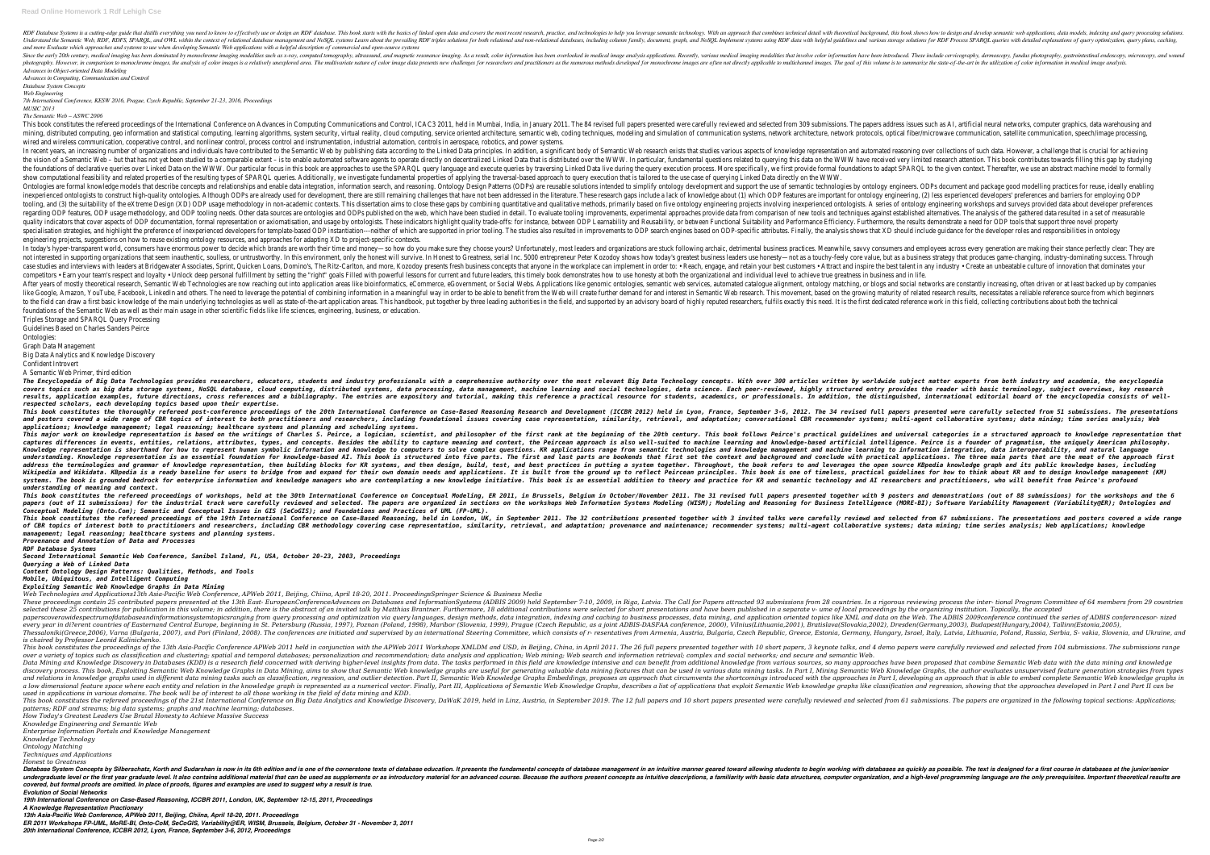RDF Database Systems is a cutting-edge guide that distills everything you need to know to effectively use or design an RDF database. This book starts with the basics of linked open data and covers the most recent research, practice, and technologies to help you leverage semantic technology. With an approach that combines technical detail with theoretical background, this book shows how to design and develop semantic web applications, data models, indexing and query processing solutions. Understand the Semantic Web, RDF, RDFS, SPARQL, and OWL within the context of relational database management and NoSQL systems Learn about the prevailing RDF triples solutions for both relational and non-relational databases, including column family, document, graph, and NoSQL Implement systems using RDF data with helpful guidelines and various storage solutions for RDF Process SPARQL queries with detailed explanations of query optimization, query plans, caching, and more Evaluate which approaches and systems to use when developing Semantic Web applications with a helpful description of commercial and open-source systems

Since the early 20th century, medical imaging has been dominated by monochrome imaging modalities such as x-ray, computed tomography, ultrasound, and magnetic resonance imaging. As a result, color information has been overlooked in medical image analysis applications. Recently, various medical imaging modalities that involve color information have been introduced. These include cervicography, dermoscopy, fundus photography, gastrointestinal endoscopy, microscopy, and wound photography. However, in comparison to monochrome images, the analysis of color images is a relatively unexplored area. The multivariate nature of color image data presents new challenges for researchers and practitioners as the numerous methods developed for monochrome images are often not directly applicable to multichannel images. The goal of this volume is to summarize the state-of-the-art in the utilization of color information in medical image analysis.

Advances in Object-oriented Data Modeling

Advances in Computing, Communication and Control

Database System Concepts

Web Engineering

7th International Conference, KESW 2016, Prague, Czech Republic, September 21-23, 2016, Proceedings

MUSIC 2013

The Semantic Web -- ASWC 2006

This book constitutes the refereed proceedings of the International Conference on Advances in Computing Communications and Control, ICAC3 2011, held in Mumbai, India, in January 2011. The 84 revised full papers presented were carefully reviewed and selected from 309 submissions. The papers address issues such as AI, artificial neural networks, computer graphics, data warehousing and mining, distributed computing, geo information and statistical computing, learning algorithms, system security, virtual reality, cloud computing, service oriented architecture, semantic web, coding techniques, modeling and simulation of communication systems, network architecture, network protocols, optical fiber/microwave communication, satellite communication, speech/image processing, wired and wireless communication, cooperative control, and nonlinear control, process control and instrumentation, industrial automation, controls in aerospace, robotics, and power systems.

In recent years, an increasing number of organizations and individuals have contributed to the Semantic Web by publishing data according to the Linked Data principles. In addition, a significant body of Semantic Web research exists that studies various aspects of knowledge representation and automated reasoning over collections of such data. However, a challenge that is crucial for achieving the vision of a Semantic Web – but that has not yet been studied to a comparable extent – is to enable automated software agents to operate directly on decentralized Linked Data that is distributed over the WWW. In particular, fundamental questions related to querying this data on the WWW have received very limited research attention. This book contributes towards filling this gap by studying the foundations of declarative queries over Linked Data on the WWW. Our particular focus in this book are approaches to use the SPARQL query language and execute queries by traversing Linked Data live during the query execution process. More specifically, we first provide formal foundations to adapt SPARQL to the given context. Thereafter, we use an abstract machine model to formally show computational feasibility and related properties of the resulting types of SPARQL queries. Additionally, we investigate fundamental properties of applying the traversal-based approach to query execution that is tailored to the use case of querying Linked Data directly on the WWW.

Ontologies are formal knowledge models that describe concepts and relationships and enable data integration, information search, and reasoning. Ontology Design Patterns (ODPs) are reusable solutions intended to simplify ontology development and support the use of semantic technologies by ontology engineers. ODPs document and package good modelling practices for reuse, ideally enabling inexperienced ontologists to construct high-quality ontologies. Although ODPs are already used for development, there are still remaining challenges that have not been addressed in the literature. These research gaps include a lack of knowledge about (1) which ODP features are important for ontology engineering, (2) less experienced developers' preferences and barriers for employing ODP tooling, and (3) the suitability of the eXtreme Design (XD) ODP usage methodology in non-academic contexts. This dissertation aims to close these gaps by combining quantitative and qualitative methods, primarily based on five ontology engineering projects involving inexperienced ontologists. A series of ontology engineering workshops and surveys provided data about developer preferences regarding ODP features, ODP usage methodology, and ODP tooling needs. Other data sources are ontologies and ODPs published on the web, which have been studied in detail. To evaluate tooling improvements, experimental approaches provide data from comparison of new tools and techniques against established alternatives. The analysis of the gathered data resulted in a set of measurable quality indicators that cover aspects of ODP documentation, formal representation or axiomatisation, and usage by ontologists. These indicators highlight quality trade-offs: for instance, between ODP Learnability and Reusability, or between Functional Suitability and Performance Efficiency. Furthermore, the results demonstrate a need for ODP tools that support three novel property specialisation strategies, and highlight the preference of inexperienced developers for template-based ODP instantiation---neither of which are supported in prior tooling. The studies also resulted in improvements to ODP search engines based on ODP-specific attributes. Finally, the analysis shows that XD should include guidance for the developer roles and responsibilities in ontology engineering projects, suggestions on how to reuse existing ontology resources, and approaches for adapting XD to project-specific contexts.

In today's hyper-transparent world, consumers have enormous power to decide which brands are worth their time and money—so how do you make sure they choose yours? Unfortunately, most leaders and organizations are stuck following archaic, detrimental business practices. Meanwhile, savvy consumers and employees across every generation are making their stance perfectly clear: They are not interested in supporting organizations that seem inauthentic, soulless, or untrustworthy. In this environment, only the honest will survive. In Honest to Greatness, serial Inc. 5000 entrepreneur Peter Kozodoy shows how today's greatest business leaders use honesty—not as a touchy-feely core value, but as a business strategy that produces game-changing, industry-dominating success. Through case studies and interviews with leaders at Bridgewater Associates, Sprint, Quicken Loans, Domino's, The Ritz-Carlton, and more, Kozodoy presents fresh business concepts that anyone in the workplace can implement in order to: • Reach, engage, and retain your best customers • Attract and inspire the best talent in any industry • Create an unbeatable culture of innovation that dominates your competitors • Earn your team's respect and loyalty • Unlock deep personal fulfillment by setting the "right" goals Filled with powerful lessons for current and future leaders, this timely book demonstrates how to use honesty at both the organizational and individual level to achieve true greatness in business and in life.

After years of mostly theoretical research, Semantic Web Technologies are now reaching out into application areas like bioinformatics, eCommerce, eGovernment, or Social Webs. Applications like genomic ontologies, semantic web services, automated catalogue alignment, ontology matching, or blogs and social networks are constantly increasing, often driven or at least backed up by companies like Google, Amazon, YouTube, Facebook, LinkedIn and others. The need to leverage the potential of combining information in a meaningful way in order to be able to benefit from the Web will create further demand for and interest in Semantic Web research. This movement, based on the growing maturity of related research results, necessitates a reliable reference source from which beginners to the field can draw a first basic knowledge of the main underlying technologies as well as state-of-the-art application areas. This handbook, put together by three leading authorities in the field, and supported by an advisory board of highly reputed researchers, fulfils exactly this need. It is the first dedicated reference work in this field, collecting contributions about both the technical foundations of the Semantic Web as well as their main usage in other scientific fields like life sciences, engineering, business, or education.

Triples Storage and SPARQL Query Processing

Guidelines Based on Charles Sanders Peirce

Ontologies

Graph Data Management

Big Data Analytics and Knowledge Discovery

Confident Introvert

A Semantic Web Primer, third edition

The Encyclopedia of Big Data Technologies provides researchers, educators, students and industry professionals with a comprehensive authority over the most relevant Big Data Technology concepts. With over 300 articles written by worldwide subject matter experts from both industry and academia, the encyclopedia covers topics such as big data storage systems, NoSQL database, cloud computing, distributed systems, data processing, data management, machine learning and social technologies, data science. Each peer-reviewed, highly structured entry provides the reader with basic terminology, subject overviews, key research results, application examples, future directions, cross references and a bibliography. The entries are expository and tutorial, making this reference a practical resource for students, academics, or professionals. In addition, the distinguished, international editorial board of the encyclopedia consists of well-respected scholars, each developing topics based upon their expertise.

This book constitutes the thoroughly refereed post-conference proceedings of the 20th International Conference on Case-Based Reasoning Research and Development (ICCBR 2012) held in Lyon, France, September 3-6, 2012. The 34 revised full papers presented were carefully selected from 51 submissions. The presentations and posters covered a wide range of CBR topics of interest to both practitioners and researchers, including foundational issues covering case representation, similarity, retrieval, and adaptation; conversational CBR recommender systems; multi-agent collaborative systems; data mining; time series analysis; Web applications; knowledge management; legal reasoning; healthcare systems and planning and scheduling systems.

This major work on knowledge representation is based on the writings of Charles S. Peirce, a logician, scientist, and philosopher of the first rank at the beginning of the 20th century. This book follows Peirce's practical guidelines and universal categories in a structured approach to knowledge representation that captures differences in events, entities, relations, attributes, types, and concepts. Besides the ability to capture meaning and context, the Peircean approach is also well-suited to machine learning and knowledge-based artificial intelligence. Peirce is a founder of pragmatism, the uniquely American philosophy. Knowledge representation is shorthand for how to represent human symbolic information and knowledge to computers to solve complex questions. KR applications range from semantic technologies and knowledge management and machine learning to information integration, data interoperability, and natural language understanding. Knowledge representation is an essential foundation for knowledge-based AI. This book is structured into five parts. The first and last parts are bookends that first set the context and background and conclude with practical applications. The three main parts that are the meat of the approach first address the terminologies and grammar of knowledge representation, then building blocks for KR systems, and then design, build, test, and best practices in putting a system together. Throughout, the book refers to and leverages the open source KBpedia knowledge graph and its public knowledge bases, including Wikipedia and Wikidata. KBpedia is a ready baseline for users to bridge from and expand for their own domain needs and applications. It is built from the ground up to reflect Peircean principles. This book is one of timeless, practical guidelines for how to think about KR and to design knowledge management (KM) systems. The book is grounded bedrock for enterprise information and knowledge managers who are contemplating a new knowledge initiative. This book is an essential addition to theory and practice for KR and semantic technology and AI researchers and practitioners, who will benefit from Peirce's profound understanding of meaning and context.

This book constitutes the refereed proceedings of workshops, held at the 30th International Conference on Conceptual Modeling, ER 2011, in Brussels, Belgium in October/November 2011. The 31 revised full papers presented together with 9 posters and demonstrations (out of 88 submissions) for the workshops and the 6 papers (out of 11 submissions) for the industrial track were carefully reviewed and selected. The papers are organized in sections on the workshops Web Information Systems Modeling (WISM); Modeling and Reasoning for Business Intelligence (MORE-BI); Software Variability Management (Variability@ER); Ontologies and Conceptual Modeling (Onto.Com); Semantic and Conceptual Issues in GIS (SeCoGIS); and Foundations and Practices of UML (FP-UML).

This book constitutes the refereed proceedings of the 19th International Conference on Case-Based Reasoning, held in London, UK, in September 2011. The 32 contributions presented together with 3 invited talks were carefully reviewd and selected from 67 submissions. The presentations and posters covered a wide range of CBR topics of interest both to practitioners and researchers, including CBR methodology covering case representation, similarity, retrieval, and adaptation; provenance and maintenance; recommender systems; multi-agent collaborative systems; data mining; time series analysis; Web applications; knowledge management; legal reasoning; healthcare systems and planning systems.

Provenance and Annotation of Data and Processes

RDF Database Systems

Second International Semantic Web Conference, Sanibel Island, FL, USA, October 20-23, 2003, Proceedings

Querying a Web of Linked Data

Content Ontology Design Patterns: Qualities, Methods, and Tools

Mobile, Ubiquitous, and Intelligent Computing

Exploiting Semantic Web Knowledge Graphs in Data Mining

Web Technologies and Applications13th Asia-Pacific Web Conference, APWeb 2011, Beijing, China, April 18-20, 2011. ProceedingsSpringer Science & Business Media

These proceedings contain 25 contributed papers presented at the 13th East- EuropeanConferenceAdvances on Databases and InformationSystems (ADBIS 2009) held September 7-10, 2009, in Riga, Latvia. The Call for Papers attracted 93 submissions from 28 countries. In a rigorous reviewing process the inter- tional Program Committee of 64 members from 29 countries selected these 25 contributions for publication in this volume; in addition, there is the abstract of an invited talk by Matthias Brantner. Furthermore, 18 additional contributions were selected for short presentations and have been published in a separate v- ume of local proceedings by the organizing institution. Topically, the accepted paperscoverawidespectrumofdatabaseandinformationsystemtopicsranging from query processing and optimization via query languages, design methods, data integration, indexing and caching to business processes, data mining, and application oriented topics like XML and data on the Web. The ADBIS 2009conference continued the series of ADBIS conferences or- nized every year in di?erent countries of Easternand Central Europe, beginning in St. Petersburg (Russia, 1997), Poznan (Poland, 1998), Maribor (Slovenia, 1999), Prague (Czech Republic, as a joint ADBIS-DASFAA conference, 2000), Vilnius(Lithuania,2001), Bratislava(Slovakia,2002), Dresden(Germany,2003), Budapest(Hungary,2004), Tallinn(Estonia,2005), Thessaloniki(Greece,2006), Varna (Bulgaria, 2007), and Pori (Finland, 2008). The conferences are initiated and supervised by an international Steering Committee, which consists of r- resentatives from Armenia, Austria, Bulgaria, Czech Republic, Greece, Estonia, Germany, Hungary, Israel, Italy, Latvia, Lithuania, Poland, Russia, Serbia, S- vakia, Slovenia, and Ukraine, and is chaired by Professor Leonid Kalinichenko.

This book constitutes the proceedings of the 13th Asia-Pacific Conference APWeb 2011 held in conjunction with the APWeb 2011 Workshops XMLDM and USD, in Beijing, China, in April 2011. The 26 full papers presented together with 10 short papers, 3 keynote talks, and 4 demo papers were carefully reviewed and selected from 104 submissions. The submissions range over a variety of topics such as classification and clustering; spatial and temporal databases; personalization and recommendation; data analysis and application; Web mining; Web search and information retrieval; complex and social networks; and secure and semantic Web.

Data Mining and Knowledge Discovery in Databases (KDD) is a research field concerned with deriving higher-level insights from data. The tasks performed in this field are knowledge intensive and can benefit from additional knowledge from various sources, so many approaches have been proposed that combine Semantic Web data with the data mining and knowledge discovery process. This book, Exploiting Semantic Web Knowledge Graphs in Data Mining, aims to show that Semantic Web knowledge graphs are useful for generating valuable data mining features that can be used in various data mining tasks. In Part I, Mining Semantic Web Knowledge Graphs, the author evaluates unsupervised feature generation strategies from types and relations in knowledge graphs used in different data mining tasks such as classification, regression, and outlier detection. Part II, Semantic Web Knowledge Graphs Embeddings, proposes an approach that circumvents the shortcomings introduced with the approaches in Part I, developing an approach that is able to embed complete Semantic Web knowledge graphs in a low dimensional feature space where each entity and relation in the knowledge graph is represented as a numerical vector. Finally, Part III, Applications of Semantic Web Knowledge Graphs, describes a list of applications that exploit Semantic Web knowledge graphs like classification and regression, showing that the approaches developed in Part I and Part II can be used in applications in various domains. The book will be of interest to all those working in the field of data mining and KDD.

This book constitutes the refereed proceedings of the 21st International Conference on Big Data Analytics and Knowledge Discovery, DaWaK 2019, held in Linz, Austria, in September 2019. The 12 full papers and 10 short papers presented were carefully reviewed and selected from 61 submissions. The papers are organized in the following topical sections: Applications; patterns; RDF and streams; big data systems; graphs and machine learning; databases.

How Today's Greatest Leaders Use Brutal Honesty to Achieve Massive Success

Knowledge Engineering and Semantic Web

Enterprise Information Portals and Knowledge Management

Knowledge Technology

Ontology Matching

Techniques and Applications

Honest to Greatness

Database System Concepts by Silberschatz, Korth and Sudarshan is now in its 6th edition and is one of the cornerstone texts of database education. It presents the fundamental concepts of database management in an intuitive manner geared toward allowing students to begin working with databases as quickly as possible. The text is designed for a first course in databases at the junior/senior undergraduate level or the first year graduate level. It also contains additional material that can be used as supplements or as introductory material for an advanced course. Because the authors present concepts as intuitive descriptions, a familiarity with basic data structures, computer organization, and a high-level programming language are the only prerequisites. Important theoretical results are covered, but formal proofs are omitted. In place of proofs, figures and examples are used to suggest why a result is true.

Evolution of Social Networks

19th International Conference on Case-Based Reasoning, ICCBR 2011, London, UK, September 12-15, 2011, Proceedings

A Knowledge Representation Practionary

13th Asia-Pacific Web Conference, APWeb 2011, Beijing, China, April 18-20, 2011, Proceedings

ER 2011 Workshops FP-UML, MoRE-BI, Onto-CoM, SeCoGIS, Variability@ER, WISM, Brussels, Belgium, October 31 - November 3, 2011

20th International Conference, ICCBR 2012, Lyon, France, September 3-6, 2012, Proceedings